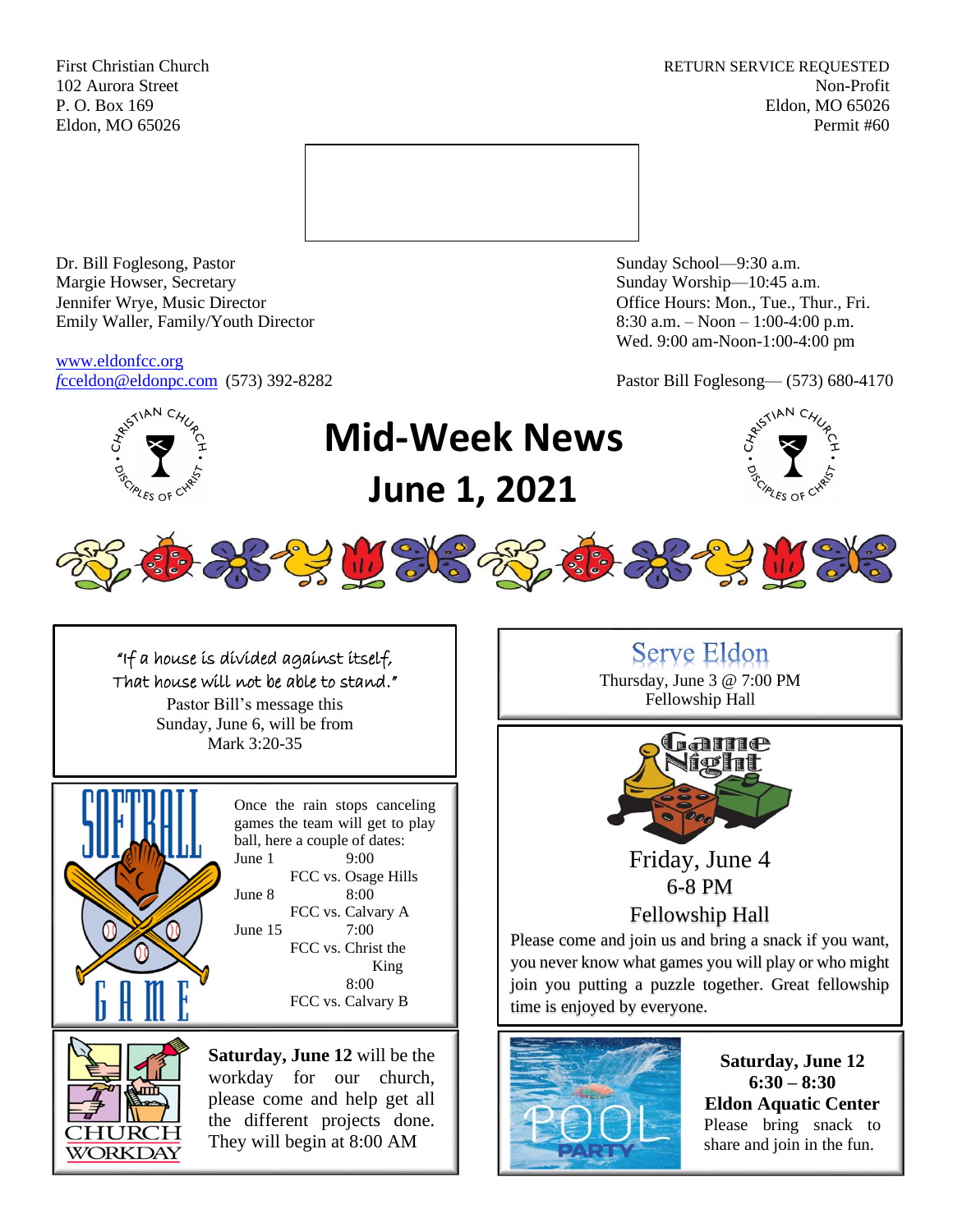First Christian Church
102 Aurora Street
P. O. Box 169
Eldon, MO 65026

RETURN SERVICE REQUESTED
Non-Profit
Eldon, MO 65026
Permit #60

Dr. Bill Foglesong, Pastor
Margie Howser, Secretary
Jennifer Wrye, Music Director
Emily Waller, Family/Youth Director

www.eldonfcc.org
fcceldon@eldonpc.com (573) 392-8282

Sunday School—9:30 a.m.
Sunday Worship—10:45 a.m.
Office Hours: Mon., Tue., Thur., Fri.
8:30 a.m. – Noon – 1:00-4:00 p.m.
Wed. 9:00 am-Noon-1:00-4:00 pm

Pastor Bill Foglesong— (573) 680-4170

# Mid-Week News
# June 1, 2021

"If a house is divided against itself,
That house will not be able to stand."
Pastor Bill's message this
Sunday, June 6, will be from
Mark 3:20-35

## SOFTBALL GAME

Once the rain stops canceling games the team will get to play ball, here a couple of dates:

June 1 — 9:00
FCC vs. Osage Hills

June 8 — 8:00
FCC vs. Calvary A

June 15 — 7:00
FCC vs. Christ the King
8:00
FCC vs. Calvary B

## CHURCH WORKDAY

**Saturday, June 12** will be the workday for our church, please come and help get all the different projects done. They will begin at 8:00 AM

## Serve Eldon

Thursday, June 3 @ 7:00 PM
Fellowship Hall

## Game Night

Friday, June 4
6-8 PM
Fellowship Hall

Please come and join us and bring a snack if you want, you never know what games you will play or who might join you putting a puzzle together. Great fellowship time is enjoyed by everyone.

## POOL PARTY

**Saturday, June 12**
**6:30 – 8:30**
**Eldon Aquatic Center**
Please bring snack to share and join in the fun.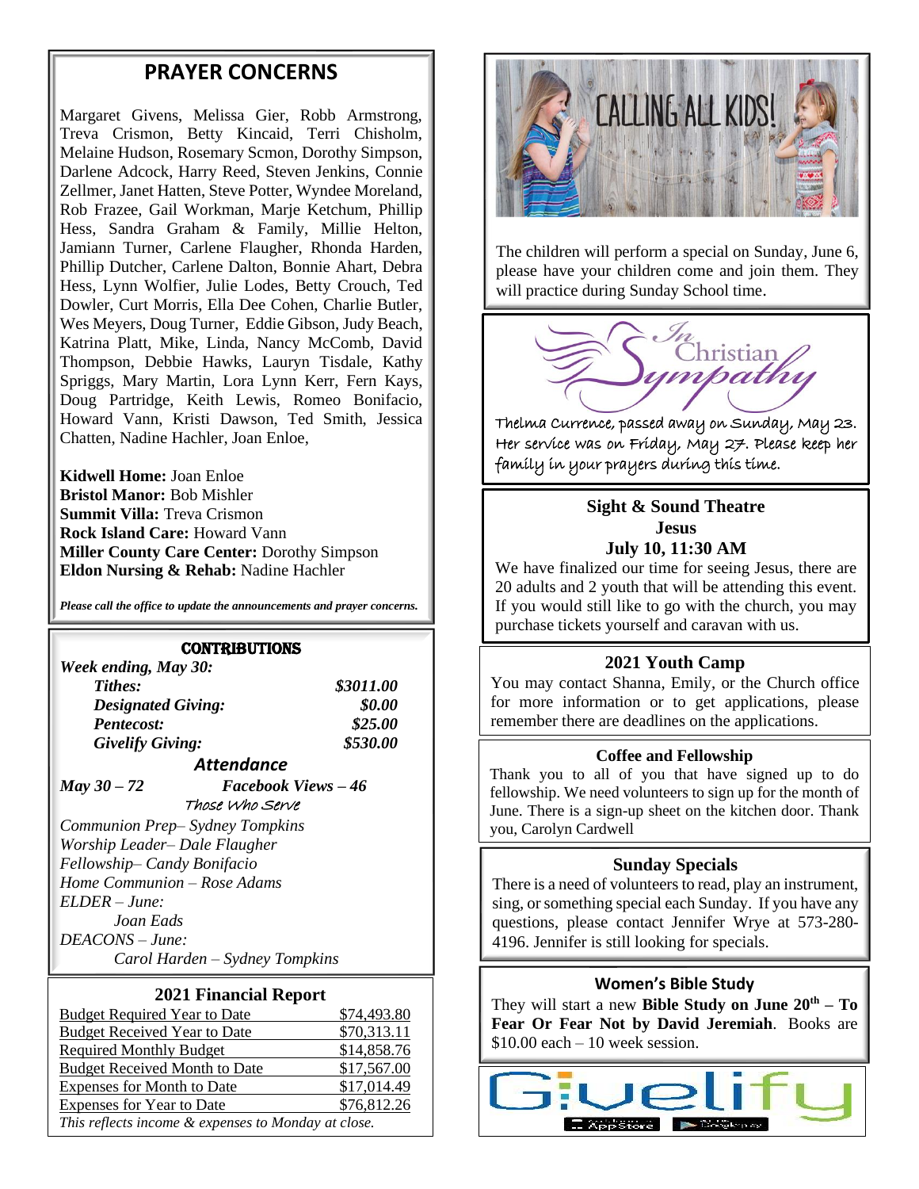## PRAYER CONCERNS

Margaret Givens, Melissa Gier, Robb Armstrong, Treva Crismon, Betty Kincaid, Terri Chisholm, Melaine Hudson, Rosemary Scmon, Dorothy Simpson, Darlene Adcock, Harry Reed, Steven Jenkins, Connie Zellmer, Janet Hatten, Steve Potter, Wyndee Moreland, Rob Frazee, Gail Workman, Marje Ketchum, Phillip Hess, Sandra Graham & Family, Millie Helton, Jamiann Turner, Carlene Flaugher, Rhonda Harden, Phillip Dutcher, Carlene Dalton, Bonnie Ahart, Debra Hess, Lynn Wolfier, Julie Lodes, Betty Crouch, Ted Dowler, Curt Morris, Ella Dee Cohen, Charlie Butler, Wes Meyers, Doug Turner, Eddie Gibson, Judy Beach, Katrina Platt, Mike, Linda, Nancy McComb, David Thompson, Debbie Hawks, Lauryn Tisdale, Kathy Spriggs, Mary Martin, Lora Lynn Kerr, Fern Kays, Doug Partridge, Keith Lewis, Romeo Bonifacio, Howard Vann, Kristi Dawson, Ted Smith, Jessica Chatten, Nadine Hachler, Joan Enloe,

**Kidwell Home:** Joan Enloe
**Bristol Manor:** Bob Mishler
**Summit Villa:** Treva Crismon
**Rock Island Care:** Howard Vann
**Miller County Care Center:** Dorothy Simpson
**Eldon Nursing & Rehab:** Nadine Hachler

***Please call the office to update the announcements and prayer concerns.***

## CONTRIBUTIONS

*Week ending, May 30:*

| | |
|---|---|
| ***Tithes:*** | ***$3011.00*** |
| ***Designated Giving:*** | ***$0.00*** |
| ***Pentecost:*** | ***$25.00*** |
| ***Givelify Giving:*** | ***$530.00*** |

### Attendance

*May 30 – 72* ***Facebook Views – 46***

*Those Who Serve*

*Communion Prep– Sydney Tompkins*
*Worship Leader– Dale Flaugher*
*Fellowship– Candy Bonifacio*
*Home Communion – Rose Adams*
*ELDER – June:*
*Joan Eads*
*DEACONS – June:*
*Carol Harden – Sydney Tompkins*

## 2021 Financial Report

| | |
|---|---|
| Budget Required Year to Date | $74,493.80 |
| Budget Received Year to Date | $70,313.11 |
| Required Monthly Budget | $14,858.76 |
| Budget Received Month to Date | $17,567.00 |
| Expenses for Month to Date | $17,014.49 |
| Expenses for Year to Date | $76,812.26 |

*This reflects income & expenses to Monday at close.*

## CALLING ALL KIDS!

The children will perform a special on Sunday, June 6, please have your children come and join them. They will practice during Sunday School time.

## In Christian Sympathy

Thelma Currence, passed away on Sunday, May 23. Her service was on Friday, May 27. Please keep her family in your prayers during this time.

## Sight & Sound Theatre
**Jesus**
**July 10, 11:30 AM**

We have finalized our time for seeing Jesus, there are 20 adults and 2 youth that will be attending this event. If you would still like to go with the church, you may purchase tickets yourself and caravan with us.

## 2021 Youth Camp

You may contact Shanna, Emily, or the Church office for more information or to get applications, please remember there are deadlines on the applications.

## Coffee and Fellowship

Thank you to all of you that have signed up to do fellowship. We need volunteers to sign up for the month of June. There is a sign-up sheet on the kitchen door. Thank you, Carolyn Cardwell

## Sunday Specials

There is a need of volunteers to read, play an instrument, sing, or something special each Sunday. If you have any questions, please contact Jennifer Wrye at 573-280-4196. Jennifer is still looking for specials.

## Women's Bible Study

They will start a new **Bible Study on June 20th – To Fear Or Fear Not by David Jeremiah**. Books are $10.00 each – 10 week session.

Givelify